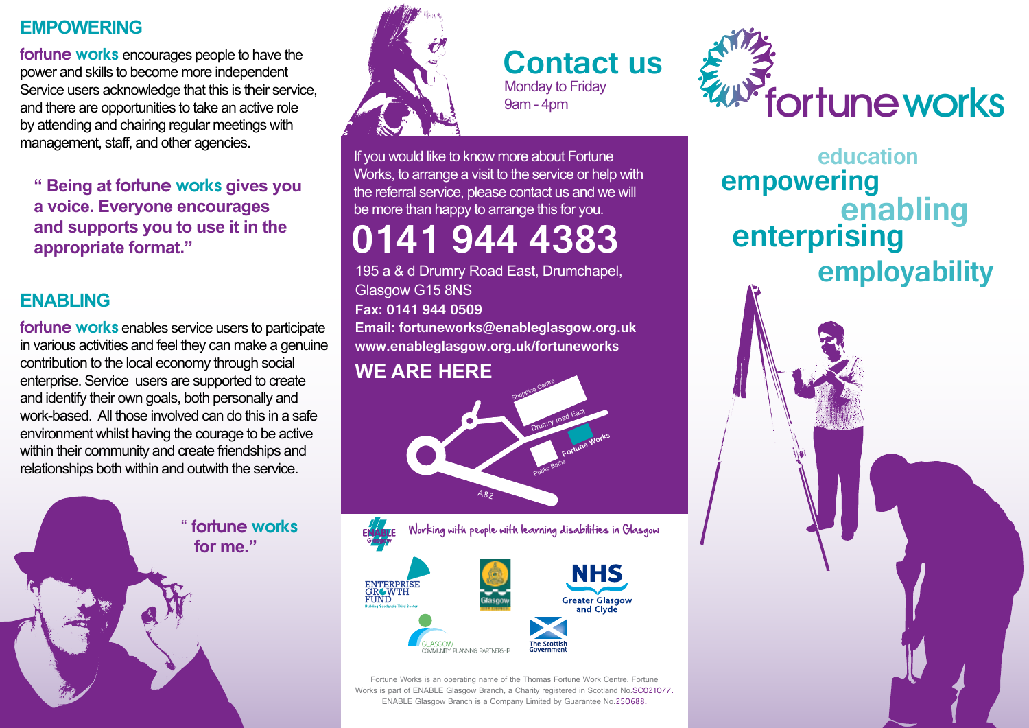## EMPOWERING

**fortune works** encourages people to have the power and skills to become more independent Service users acknowledge that this is their service, and there are opportunities to take an active role by attending and chairing regular meetings with management, staff, and other agencies.

> **" Being at fortune works gives you a voice. Everyone encourages and supports you to use it in the appropriate format."**

## ENABLING

**fortune works** enables service users to participate in various activities and feel they can make a genuine contribution to the local economy through social enterprise. Service users are supported to create and identify their own goals, both personally and work-based. All those involved can do this in a safe environment whilst having the courage to be active within their community and create friendships and relationships both within and outwith the service.

> **" fortune works for me."**

# Contact us

Monday to Friday
9am - 4pm

If you would like to know more about Fortune Works, to arrange a visit to the service or help with the referral service, please contact us and we will be more than happy to arrange this for you.

# 0141 944 4383

195 a & d Drumry Road East, Drumchapel, Glasgow G15 8NS

**Fax: 0141 944 0509**

**Email: fortuneworks@enableglasgow.org.uk**

**www.enableglasgow.org.uk/fortuneworks**

## WE ARE HERE

Shopping Centre
Drumry road East
Fortune Works
Public Baths
A82

ENABLE Glasgow — Working with people with learning disabilities in Glasgow

Enterprise Growth Fund — Building Scotland's Third Sector
Glasgow City Council
NHS Greater Glasgow and Clyde
Glasgow Community Planning Partnership
The Scottish Government

Fortune Works is an operating name of the Thomas Fortune Work Centre. Fortune Works is part of ENABLE Glasgow Branch, a Charity registered in Scotland No.SC021077. ENABLE Glasgow Branch is a Company Limited by Guarantee No.250688.

# fortuneworks

education
empowering
enabling
enterprising
employability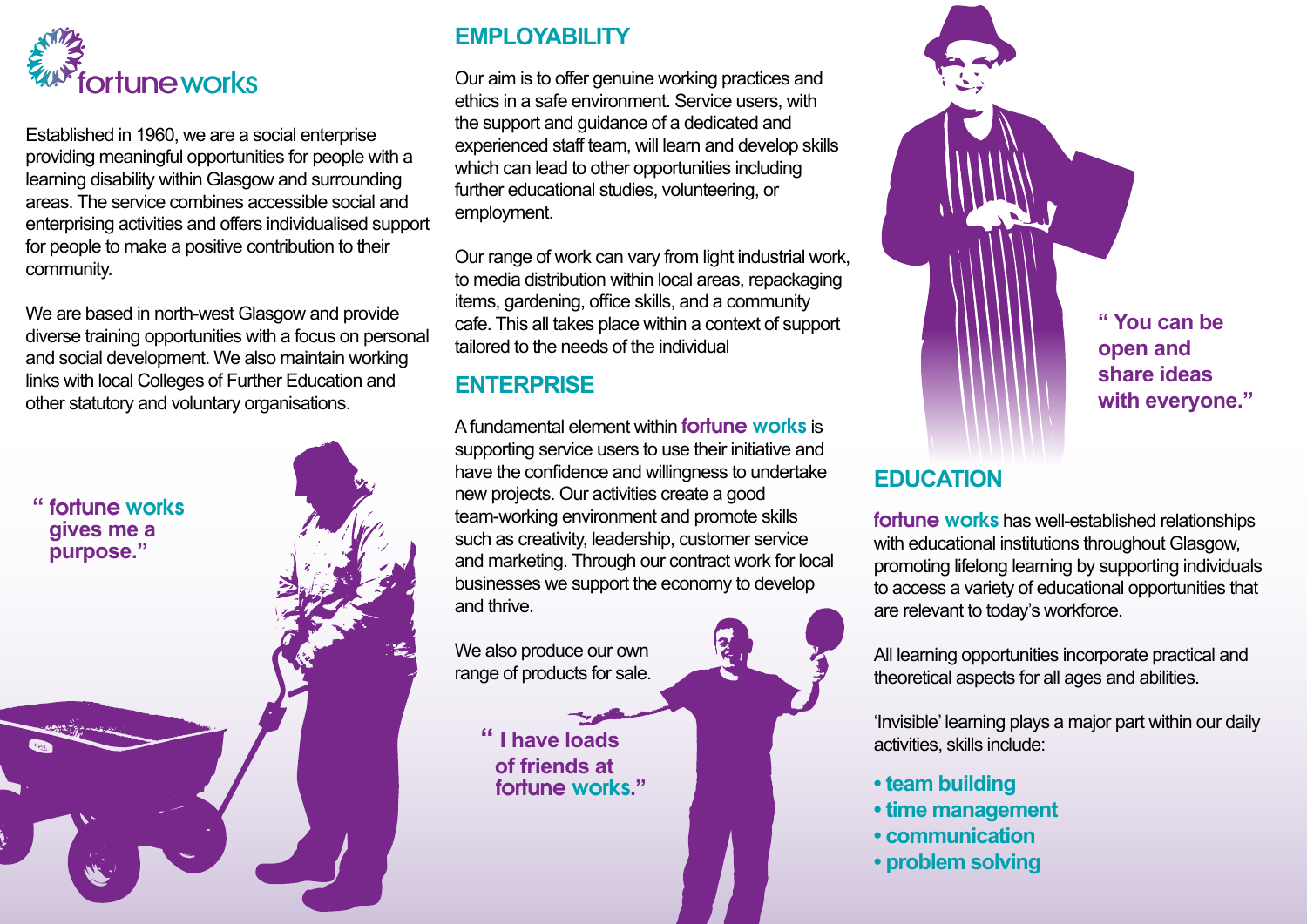# fortune works

Established in 1960, we are a social enterprise providing meaningful opportunities for people with a learning disability within Glasgow and surrounding areas. The service combines accessible social and enterprising activities and offers individualised support for people to make a positive contribution to their community.

We are based in north-west Glasgow and provide diverse training opportunities with a focus on personal and social development. We also maintain working links with local Colleges of Further Education and other statutory and voluntary organisations.

**" fortune works gives me a purpose."**

## EMPLOYABILITY

Our aim is to offer genuine working practices and ethics in a safe environment. Service users, with the support and guidance of a dedicated and experienced staff team, will learn and develop skills which can lead to other opportunities including further educational studies, volunteering, or employment.

Our range of work can vary from light industrial work, to media distribution within local areas, repackaging items, gardening, office skills, and a community cafe. This all takes place within a context of support tailored to the needs of the individual

## ENTERPRISE

A fundamental element within **fortune works** is supporting service users to use their initiative and have the confidence and willingness to undertake new projects. Our activities create a good team-working environment and promote skills such as creativity, leadership, customer service and marketing. Through our contract work for local businesses we support the economy to develop and thrive.

We also produce our own range of products for sale.

**" I have loads of friends at fortune works."**

**" You can be open and share ideas with everyone."**

## EDUCATION

**fortune works** has well-established relationships with educational institutions throughout Glasgow, promoting lifelong learning by supporting individuals to access a variety of educational opportunities that are relevant to today's workforce.

All learning opportunities incorporate practical and theoretical aspects for all ages and abilities.

'Invisible' learning plays a major part within our daily activities, skills include:

- **team building**
- **time management**
- **communication**
- **problem solving**